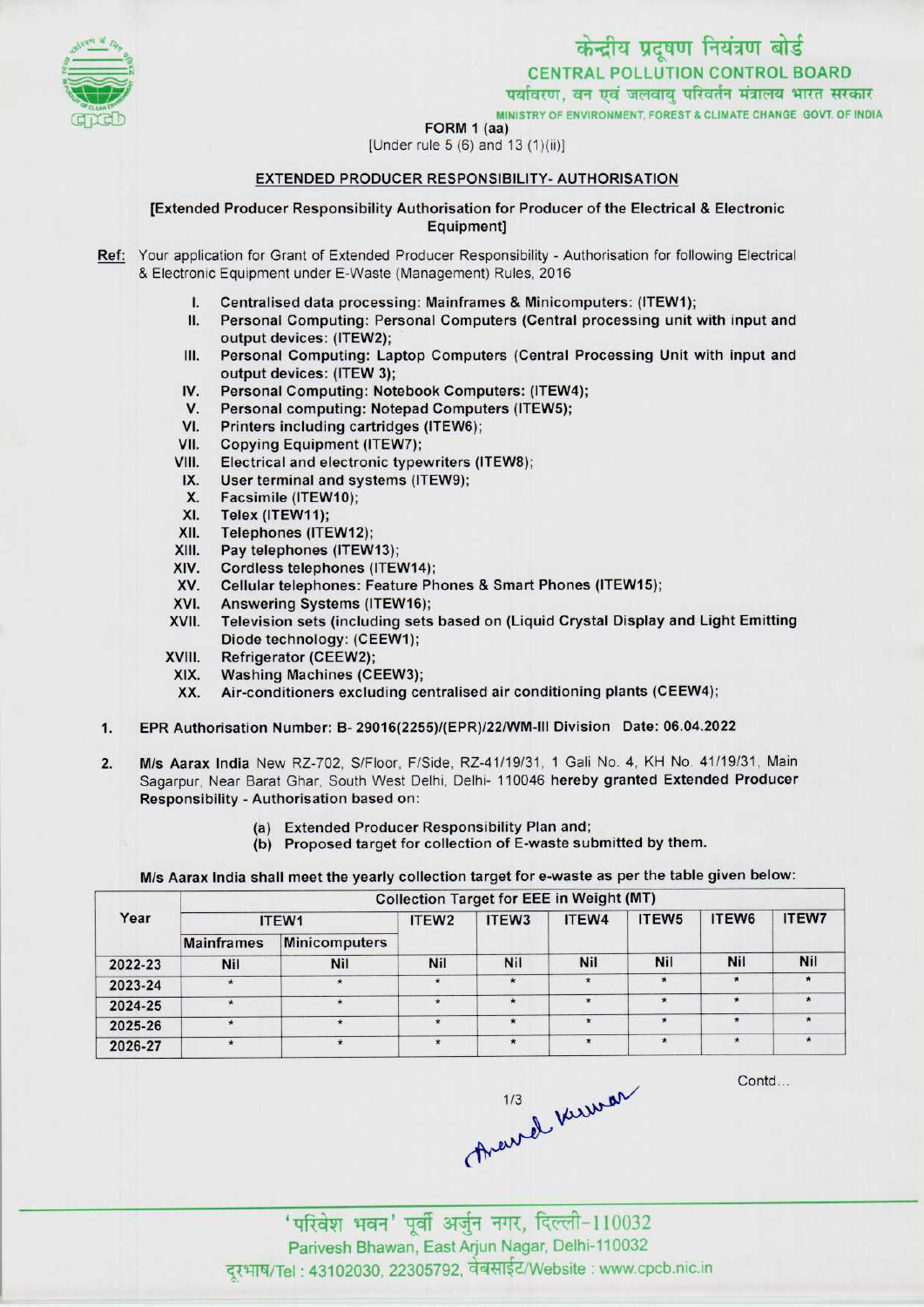# केन्द्रीय प्रदूषण नियंत्रण बोर्ड

## CENTRAL POLLUTION CONTROL BOARD

पर्यावरण, वन एवं जलवायु परिवर्तन मंत्रालय भारत सरकार

MINISTRY OF ENVIRONMENT, FOREST & CLIMATE CHANGE GOVT. OF INDIA

**FORM 1 (aa)**

[Under rule 5 (6) and 13 (1)(ii)]

### EXTENDED PRODUCER RESPONSIBILITY- AUTHORISATION

**[Extended Producer Responsibility Authorisation for Producer of the Electrical & Electronic Equipment]**

**Ref:** Your application for Grant of Extended Producer Responsibility - Authorisation for following Electrical & Electronic Equipment under E-Waste (Management) Rules, 2016

- I. Centralised data processing: Mainframes & Minicomputers: (ITEW1);
- II. Personal Computing: Personal Computers (Central processing unit with input and output devices: (ITEW2);
- III. Personal Computing: Laptop Computers (Central Processing Unit with input and output devices: (ITEW 3);
- IV. Personal Computing: Notebook Computers: (ITEW4);
- V. Personal computing: Notepad Computers (ITEW5);
- VI. Printers including cartridges (ITEW6);
- VII. Copying Equipment (ITEW7);
- VIII. Electrical and electronic typewriters (ITEW8);
- IX. User terminal and systems (ITEW9);
- X. Facsimile (ITEW10);
- XI. Telex (ITEW11);
- XII. Telephones (ITEW12);
- XIII. Pay telephones (ITEW13);
- XIV. Cordless telephones (ITEW14);
- XV. Cellular telephones: Feature Phones & Smart Phones (ITEW15);
- XVI. Answering Systems (ITEW16);
- XVII. Television sets (including sets based on (Liquid Crystal Display and Light Emitting Diode technology: (CEEW1);
- XVIII. Refrigerator (CEEW2);
- XIX. Washing Machines (CEEW3);
- XX. Air-conditioners excluding centralised air conditioning plants (CEEW4);

1. **EPR Authorisation Number: B- 29016(2255)/(EPR)/22/WM-III Division Date: 06.04.2022**

2. **M/s Aarax India** New RZ-702, S/Floor, F/Side, RZ-41/19/31, 1 Gali No. 4, KH No. 41/19/31, Main Sagarpur, Near Barat Ghar, South West Delhi, Delhi- 110046 **hereby granted Extended Producer Responsibility** - Authorisation based on:

   (a) Extended Producer Responsibility Plan and;
   (b) Proposed target for collection of E-waste submitted by them.

M/s Aarax India shall meet the yearly collection target for e-waste as per the table given below:

| Year | Collection Target for EEE in Weight (MT) | | | | | | | |
|---|---|---|---|---|---|---|---|---|
| | ITEW1 | | ITEW2 | ITEW3 | ITEW4 | ITEW5 | ITEW6 | ITEW7 |
| | Mainframes | Minicomputers | | | | | | |
| 2022-23 | Nil | Nil | Nil | Nil | Nil | Nil | Nil | Nil |
| 2023-24 | * | * | * | * | * | * | * | * |
| 2024-25 | * | * | * | * | * | * | * | * |
| 2025-26 | * | * | * | * | * | * | * | * |
| 2026-27 | * | * | * | * | * | * | * | * |

Contd...

'परिवेश भवन' पूर्वी अर्जुन नगर, दिल्ली-110032
Parivesh Bhawan, East Arjun Nagar, Delhi-110032
दूरभाष/Tel : 43102030, 22305792, वेबसाईट/Website : www.cpcb.nic.in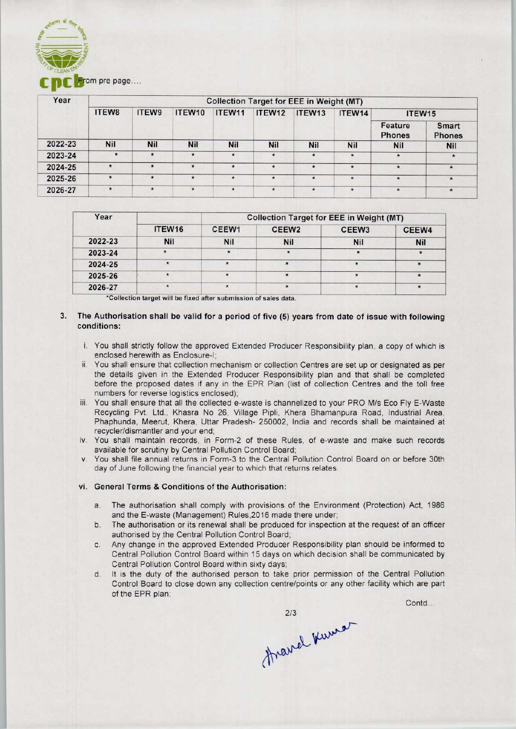From pre page....

| Year | Collection Target for EEE in Weight (MT) | | | | | | | | |
|---|---|---|---|---|---|---|---|---|---|
| | ITEW8 | ITEW9 | ITEW10 | ITEW11 | ITEW12 | ITEW13 | ITEW14 | ITEW15 | |
| | | | | | | | | Feature Phones | Smart Phones |
| 2022-23 | Nil | Nil | Nil | Nil | Nil | Nil | Nil | Nil | Nil |
| 2023-24 | * | * | * | * | * | * | * | * | * |
| 2024-25 | * | * | * | * | * | * | * | * | * |
| 2025-26 | * | * | * | * | * | * | * | * | * |
| 2026-27 | * | * | * | * | * | * | * | * | * |

| Year | Collection Target for EEE in Weight (MT) | | | | |
|---|---|---|---|---|---|
| | ITEW16 | CEEW1 | CEEW2 | CEEW3 | CEEW4 |
| 2022-23 | Nil | Nil | Nil | Nil | Nil |
| 2023-24 | * | * | * | * | * |
| 2024-25 | * | * | * | * | * |
| 2025-26 | * | * | * | * | * |
| 2026-27 | * | * | * | * | * |

*Collection target will be fixed after submission of sales data.

3. **The Authorisation shall be valid for a period of five (5) years from date of issue with following conditions:**

   i. You shall strictly follow the approved Extended Producer Responsibility plan, a copy of which is enclosed herewith as Enclosure-I;

   ii. You shall ensure that collection mechanism or collection Centres are set up or designated as per the details given in the Extended Producer Responsibility plan and that shall be completed before the proposed dates if any in the EPR Plan (list of collection Centres and the toll free numbers for reverse logistics enclosed);

   iii. You shall ensure that all the collected e-waste is channelized to your PRO M/s Eco Fly E-Waste Recycling Pvt. Ltd., Khasra No 26, Village Pipli, Khera Bhamanpura Road, Industrial Area, Phaphunda, Meerut, Khera, Uttar Pradesh- 250002, India and records shall be maintained at recycler/dismantler and your end;

   iv. You shall maintain records, in Form-2 of these Rules, of e-waste and make such records available for scrutiny by Central Pollution Control Board;

   v. You shall file annual returns in Form-3 to the Central Pollution Control Board on or before 30th day of June following the financial year to which that returns relates.

   vi. **General Terms & Conditions of the Authorisation:**

      a. The authorisation shall comply with provisions of the Environment (Protection) Act, 1986 and the E-waste (Management) Rules,2016 made there under;

      b. The authorisation or its renewal shall be produced for inspection at the request of an officer authorised by the Central Pollution Control Board;

      c. Any change in the approved Extended Producer Responsibility plan should be informed to Central Pollution Control Board within 15 days on which decision shall be communicated by Central Pollution Control Board within sixty days;

      d. It is the duty of the authorised person to take prior permission of the Central Pollution Control Board to close down any collection centre/points or any other facility which are part of the EPR plan;

Contd...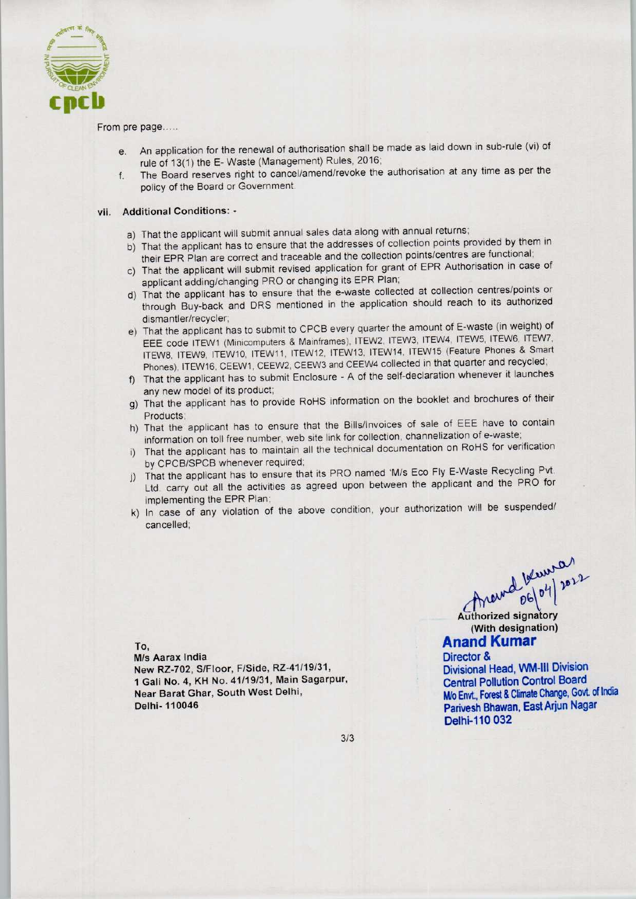From pre page.....

e. An application for the renewal of authorisation shall be made as laid down in sub-rule (vi) of rule of 13(1) the E- Waste (Management) Rules, 2016;
f. The Board reserves right to cancel/amend/revoke the authorisation at any time as per the policy of the Board or Government.

vii. **Additional Conditions: -**

a) That the applicant will submit annual sales data along with annual returns;
b) That the applicant has to ensure that the addresses of collection points provided by them in their EPR Plan are correct and traceable and the collection points/centres are functional;
c) That the applicant will submit revised application for grant of EPR Authorisation in case of applicant adding/changing PRO or changing its EPR Plan;
d) That the applicant has to ensure that the e-waste collected at collection centres/points or through Buy-back and DRS mentioned in the application should reach to its authorized dismantler/recycler;
e) That the applicant has to submit to CPCB every quarter the amount of E-waste (in weight) of EEE code ITEW1 (Minicomputers & Mainframes), ITEW2, ITEW3, ITEW4, ITEW5, ITEW6, ITEW7, ITEW8, ITEW9, ITEW10, ITEW11, ITEW12, ITEW13, ITEW14, ITEW15 (Feature Phones & Smart Phones), ITEW16, CEEW1, CEEW2, CEEW3 and CEEW4 collected in that quarter and recycled;
f) That the applicant has to submit Enclosure - A of the self-declaration whenever it launches any new model of its product;
g) That the applicant has to provide RoHS information on the booklet and brochures of their Products;
h) That the applicant has to ensure that the Bills/Invoices of sale of EEE have to contain information on toll free number, web site link for collection, channelization of e-waste;
i) That the applicant has to maintain all the technical documentation on RoHS for verification by CPCB/SPCB whenever required;
j) That the applicant has to ensure that its PRO named 'M/s Eco Fly E-Waste Recycling Pvt. Ltd. carry out all the activities as agreed upon between the applicant and the PRO for implementing the EPR Plan;
k) In case of any violation of the above condition, your authorization will be suspended/ cancelled;

Anand Kumar 06/04/2022

Authorized signatory
(With designation)
**Anand Kumar**
Director &
Divisional Head, WM-III Division
Central Pollution Control Board
M/o Envt., Forest & Climate Change, Govt. of India
Parivesh Bhawan, East Arjun Nagar
Delhi-110 032

To,
M/s Aarax India
New RZ-702, S/Floor, F/Side, RZ-41/19/31,
1 Gali No. 4, KH No. 41/19/31, Main Sagarpur,
Near Barat Ghar, South West Delhi,
Delhi- 110046